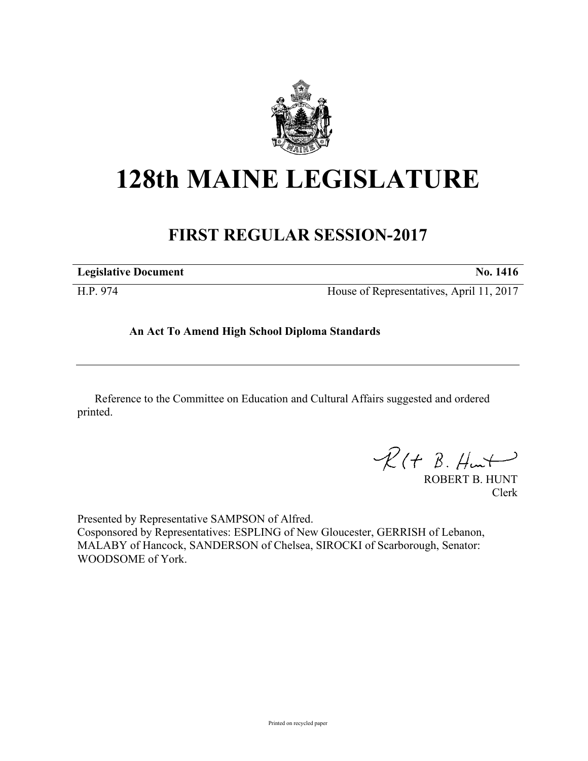# 128th MAINE LEGISLATURE

## FIRST REGULAR SESSION-2017

**Legislative Document** **No. 1416**

H.P. 974 House of Representatives, April 11, 2017

**An Act To Amend High School Diploma Standards**

---

Reference to the Committee on Education and Cultural Affairs suggested and ordered printed.

ROBERT B. HUNT
Clerk

Presented by Representative SAMPSON of Alfred.
Cosponsored by Representatives: ESPLING of New Gloucester, GERRISH of Lebanon, MALABY of Hancock, SANDERSON of Chelsea, SIROCKI of Scarborough, Senator: WOODSOME of York.

Printed on recycled paper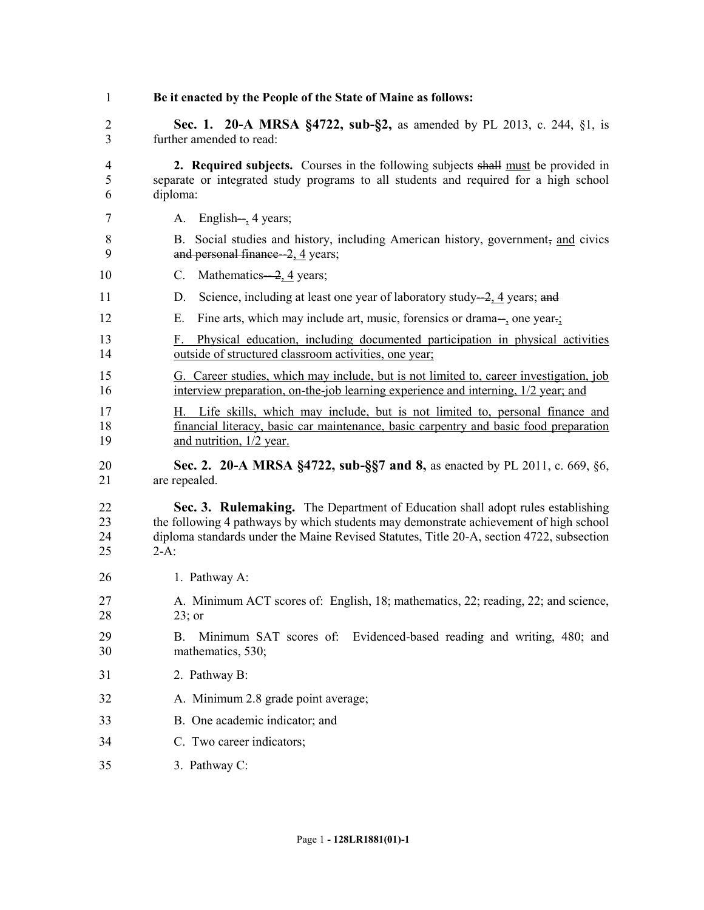**Be it enacted by the People of the State of Maine as follows:**

**Sec. 1. 20-A MRSA §4722, sub-§2,** as amended by PL 2013, c. 244, §1, is further amended to read:

**2. Required subjects.** Courses in the following subjects ~~shall~~ must be provided in separate or integrated study programs to all students and required for a high school diploma:

A. English~~--~~, 4 years;

B. Social studies and history, including American history, government~~,~~ and civics ~~and personal finance--2~~, 4 years;

C. Mathematics~~--2~~, 4 years;

D. Science, including at least one year of laboratory study~~--2~~, 4 years; ~~and~~

E. Fine arts, which may include art, music, forensics or drama~~--~~, one year~~.~~;

F. Physical education, including documented participation in physical activities outside of structured classroom activities, one year;

G. Career studies, which may include, but is not limited to, career investigation, job interview preparation, on-the-job learning experience and interning, 1/2 year; and

H. Life skills, which may include, but is not limited to, personal finance and financial literacy, basic car maintenance, basic carpentry and basic food preparation and nutrition, 1/2 year.

**Sec. 2. 20-A MRSA §4722, sub-§§7 and 8,** as enacted by PL 2011, c. 669, §6, are repealed.

**Sec. 3. Rulemaking.** The Department of Education shall adopt rules establishing the following 4 pathways by which students may demonstrate achievement of high school diploma standards under the Maine Revised Statutes, Title 20-A, section 4722, subsection 2-A:

1. Pathway A:

A. Minimum ACT scores of: English, 18; mathematics, 22; reading, 22; and science, 23; or

B. Minimum SAT scores of: Evidenced-based reading and writing, 480; and mathematics, 530;

2. Pathway B:

A. Minimum 2.8 grade point average;

B. One academic indicator; and

C. Two career indicators;

3. Pathway C: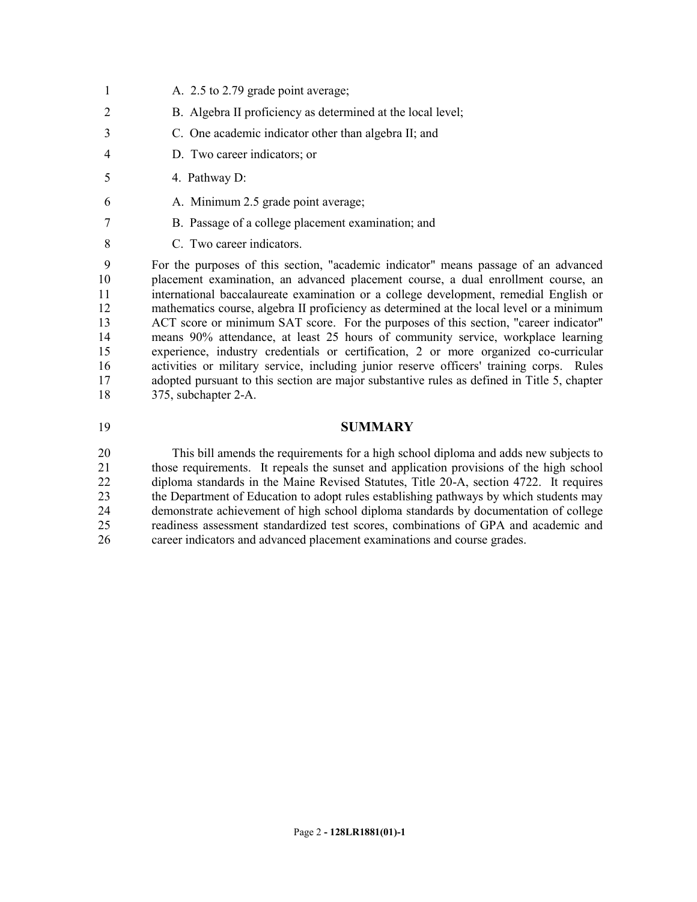A. 2.5 to 2.79 grade point average;

B. Algebra II proficiency as determined at the local level;

C. One academic indicator other than algebra II; and

D. Two career indicators; or

4. Pathway D:

A. Minimum 2.5 grade point average;

B. Passage of a college placement examination; and

C. Two career indicators.

For the purposes of this section, "academic indicator" means passage of an advanced placement examination, an advanced placement course, a dual enrollment course, an international baccalaureate examination or a college development, remedial English or mathematics course, algebra II proficiency as determined at the local level or a minimum ACT score or minimum SAT score. For the purposes of this section, "career indicator" means 90% attendance, at least 25 hours of community service, workplace learning experience, industry credentials or certification, 2 or more organized co-curricular activities or military service, including junior reserve officers' training corps. Rules adopted pursuant to this section are major substantive rules as defined in Title 5, chapter 375, subchapter 2-A.

## SUMMARY

This bill amends the requirements for a high school diploma and adds new subjects to those requirements. It repeals the sunset and application provisions of the high school diploma standards in the Maine Revised Statutes, Title 20-A, section 4722. It requires the Department of Education to adopt rules establishing pathways by which students may demonstrate achievement of high school diploma standards by documentation of college readiness assessment standardized test scores, combinations of GPA and academic and career indicators and advanced placement examinations and course grades.